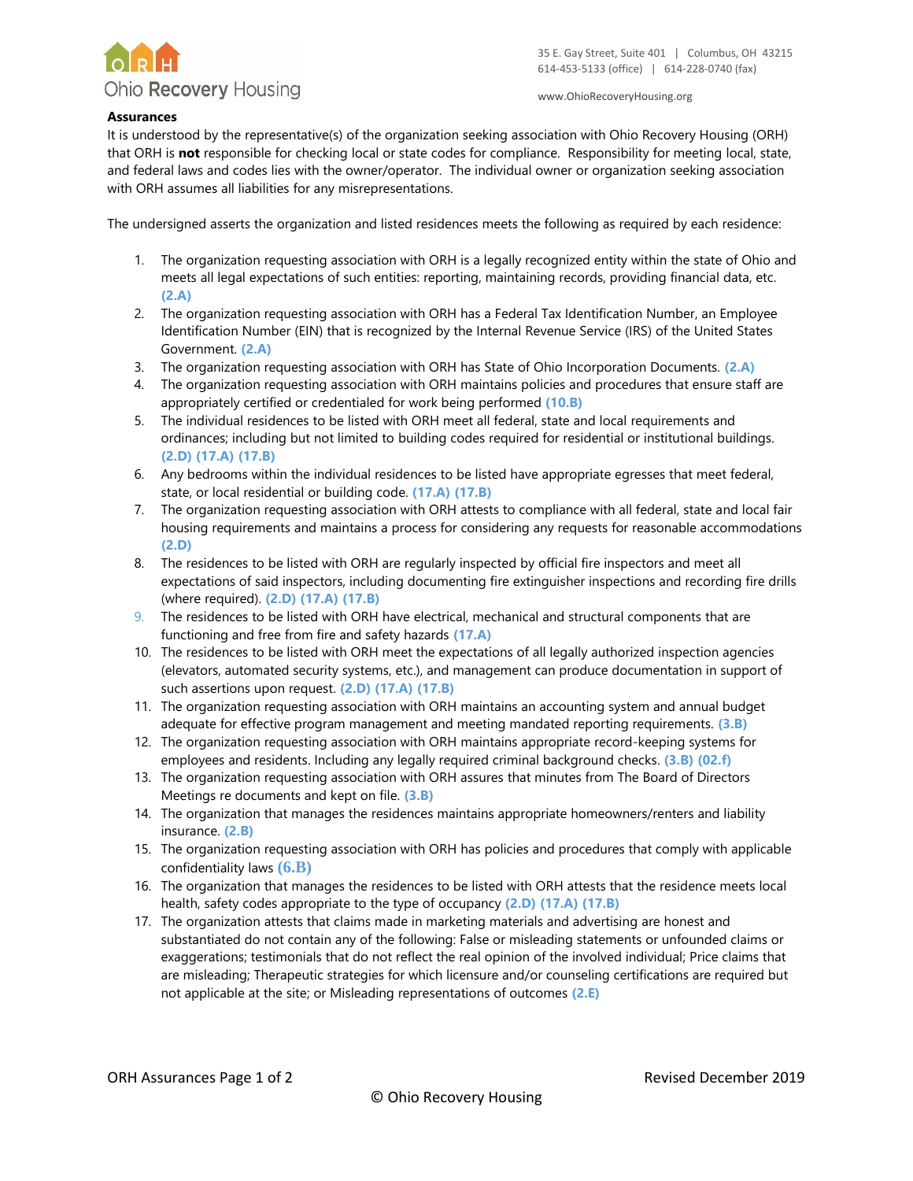Ohio Recovery Housing

35 E. Gay Street, Suite 401 | Columbus, OH 43215
614-453-5133 (office) | 614-228-0740 (fax)

www.OhioRecoveryHousing.org

**Assurances**

It is understood by the representative(s) of the organization seeking association with Ohio Recovery Housing (ORH) that ORH is **not** responsible for checking local or state codes for compliance. Responsibility for meeting local, state, and federal laws and codes lies with the owner/operator. The individual owner or organization seeking association with ORH assumes all liabilities for any misrepresentations.

The undersigned asserts the organization and listed residences meets the following as required by each residence:

1. The organization requesting association with ORH is a legally recognized entity within the state of Ohio and meets all legal expectations of such entities: reporting, maintaining records, providing financial data, etc. **(2.A)**
2. The organization requesting association with ORH has a Federal Tax Identification Number, an Employee Identification Number (EIN) that is recognized by the Internal Revenue Service (IRS) of the United States Government. **(2.A)**
3. The organization requesting association with ORH has State of Ohio Incorporation Documents. **(2.A)**
4. The organization requesting association with ORH maintains policies and procedures that ensure staff are appropriately certified or credentialed for work being performed **(10.B)**
5. The individual residences to be listed with ORH meet all federal, state and local requirements and ordinances; including but not limited to building codes required for residential or institutional buildings. **(2.D) (17.A) (17.B)**
6. Any bedrooms within the individual residences to be listed have appropriate egresses that meet federal, state, or local residential or building code. **(17.A) (17.B)**
7. The organization requesting association with ORH attests to compliance with all federal, state and local fair housing requirements and maintains a process for considering any requests for reasonable accommodations **(2.D)**
8. The residences to be listed with ORH are regularly inspected by official fire inspectors and meet all expectations of said inspectors, including documenting fire extinguisher inspections and recording fire drills (where required). **(2.D) (17.A) (17.B)**
9. The residences to be listed with ORH have electrical, mechanical and structural components that are functioning and free from fire and safety hazards **(17.A)**
10. The residences to be listed with ORH meet the expectations of all legally authorized inspection agencies (elevators, automated security systems, etc.), and management can produce documentation in support of such assertions upon request. **(2.D) (17.A) (17.B)**
11. The organization requesting association with ORH maintains an accounting system and annual budget adequate for effective program management and meeting mandated reporting requirements. **(3.B)**
12. The organization requesting association with ORH maintains appropriate record-keeping systems for employees and residents. Including any legally required criminal background checks. **(3.B) (02.f)**
13. The organization requesting association with ORH assures that minutes from The Board of Directors Meetings re documents and kept on file. **(3.B)**
14. The organization that manages the residences maintains appropriate homeowners/renters and liability insurance. **(2.B)**
15. The organization requesting association with ORH has policies and procedures that comply with applicable confidentiality laws **(6.B)**
16. The organization that manages the residences to be listed with ORH attests that the residence meets local health, safety codes appropriate to the type of occupancy **(2.D) (17.A) (17.B)**
17. The organization attests that claims made in marketing materials and advertising are honest and substantiated do not contain any of the following: False or misleading statements or unfounded claims or exaggerations; testimonials that do not reflect the real opinion of the involved individual; Price claims that are misleading; Therapeutic strategies for which licensure and/or counseling certifications are required but not applicable at the site; or Misleading representations of outcomes **(2.E)**

Revised December 2019

© Ohio Recovery Housing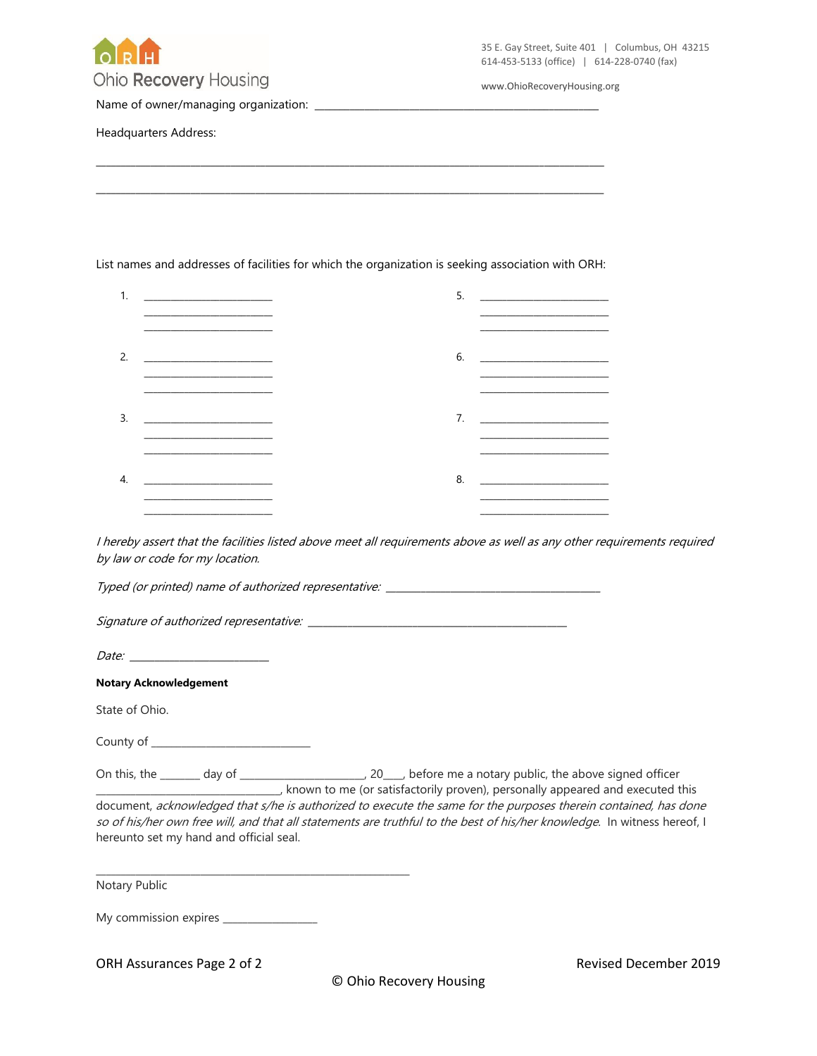Ohio Recovery Housing

35 E. Gay Street, Suite 401 | Columbus, OH 43215
614-453-5133 (office) | 614-228-0740 (fax)

www.OhioRecoveryHousing.org

Name of owner/managing organization: ______________________________________________

Headquarters Address:

_________________________________________________________________________________

_________________________________________________________________________________

List names and addresses of facilities for which the organization is seeking association with ORH:

1. ______________________
   ______________________
   ______________________

2. ______________________
   ______________________
   ______________________

3. ______________________
   ______________________
   ______________________

4. ______________________
   ______________________
   ______________________

5. ______________________
   ______________________
   ______________________

6. ______________________
   ______________________
   ______________________

7. ______________________
   ______________________
   ______________________

8. ______________________
   ______________________
   ______________________

*I hereby assert that the facilities listed above meet all requirements above as well as any other requirements required by law or code for my location.*

*Typed (or printed) name of authorized representative:* ___________________________________

*Signature of authorized representative:* ____________________________________________

*Date:* _______________________

**Notary Acknowledgement**

State of Ohio.

County of __________________________

On this, the _______ day of _____________________, 20___, before me a notary public, the above signed officer _______________________________, known to me (or satisfactorily proven), personally appeared and executed this document, *acknowledged that s/he is authorized to execute the same for the purposes therein contained, has done so of his/her own free will, and that all statements are truthful to the best of his/her knowledge.* In witness hereof, I hereunto set my hand and official seal.

_______________________________________________________

Notary Public

My commission expires ________________

ORH Assurances Page 2 of 2 Revised December 2019

© Ohio Recovery Housing